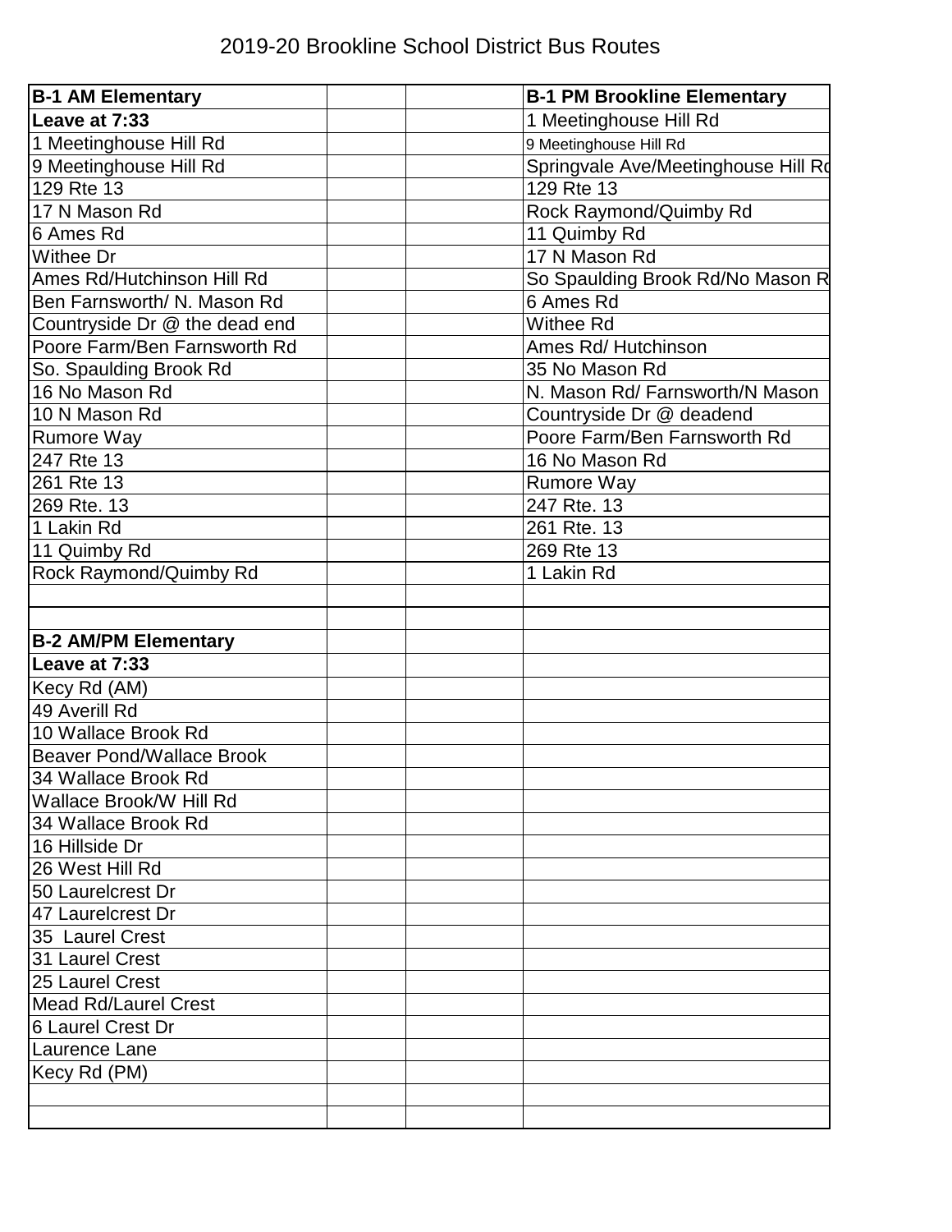# 2019-20 Brookline School District Bus Routes

| **B-1 AM Elementary** | | | **B-1 PM Brookline Elementary** |
|---|---|---|---|
| **Leave at 7:33** | | | 1 Meetinghouse Hill Rd |
| 1 Meetinghouse Hill Rd | | | 9 Meetinghouse Hill Rd |
| 9 Meetinghouse Hill Rd | | | Springvale Ave/Meetinghouse Hill Rd |
| 129 Rte 13 | | | 129 Rte 13 |
| 17 N Mason Rd | | | Rock Raymond/Quimby Rd |
| 6 Ames Rd | | | 11 Quimby Rd |
| Withee Dr | | | 17 N Mason Rd |
| Ames Rd/Hutchinson Hill Rd | | | So Spaulding Brook Rd/No Mason R |
| Ben Farnsworth/ N. Mason Rd | | | 6 Ames Rd |
| Countryside Dr @ the dead end | | | Withee Rd |
| Poore Farm/Ben Farnsworth Rd | | | Ames Rd/ Hutchinson |
| So. Spaulding Brook Rd | | | 35 No Mason Rd |
| 16 No Mason Rd | | | N. Mason Rd/ Farnsworth/N Mason |
| 10 N Mason Rd | | | Countryside Dr @ deadend |
| Rumore Way | | | Poore Farm/Ben Farnsworth Rd |
| 247 Rte 13 | | | 16 No Mason Rd |
| 261 Rte 13 | | | Rumore Way |
| 269 Rte. 13 | | | 247 Rte. 13 |
| 1 Lakin Rd | | | 261 Rte. 13 |
| 11 Quimby Rd | | | 269 Rte 13 |
| Rock Raymond/Quimby Rd | | | 1 Lakin Rd |
| | | | |
| | | | |
| **B-2 AM/PM Elementary** | | | |
| **Leave at 7:33** | | | |
| Kecy Rd (AM) | | | |
| 49 Averill Rd | | | |
| 10 Wallace Brook Rd | | | |
| Beaver Pond/Wallace Brook | | | |
| 34 Wallace Brook Rd | | | |
| Wallace Brook/W Hill Rd | | | |
| 34 Wallace Brook Rd | | | |
| 16 Hillside Dr | | | |
| 26 West Hill Rd | | | |
| 50 Laurelcrest Dr | | | |
| 47 Laurelcrest Dr | | | |
| 35 Laurel Crest | | | |
| 31 Laurel Crest | | | |
| 25 Laurel Crest | | | |
| Mead Rd/Laurel Crest | | | |
| 6 Laurel Crest Dr | | | |
| Laurence Lane | | | |
| Kecy Rd (PM) | | | |
| | | | |
| | | | |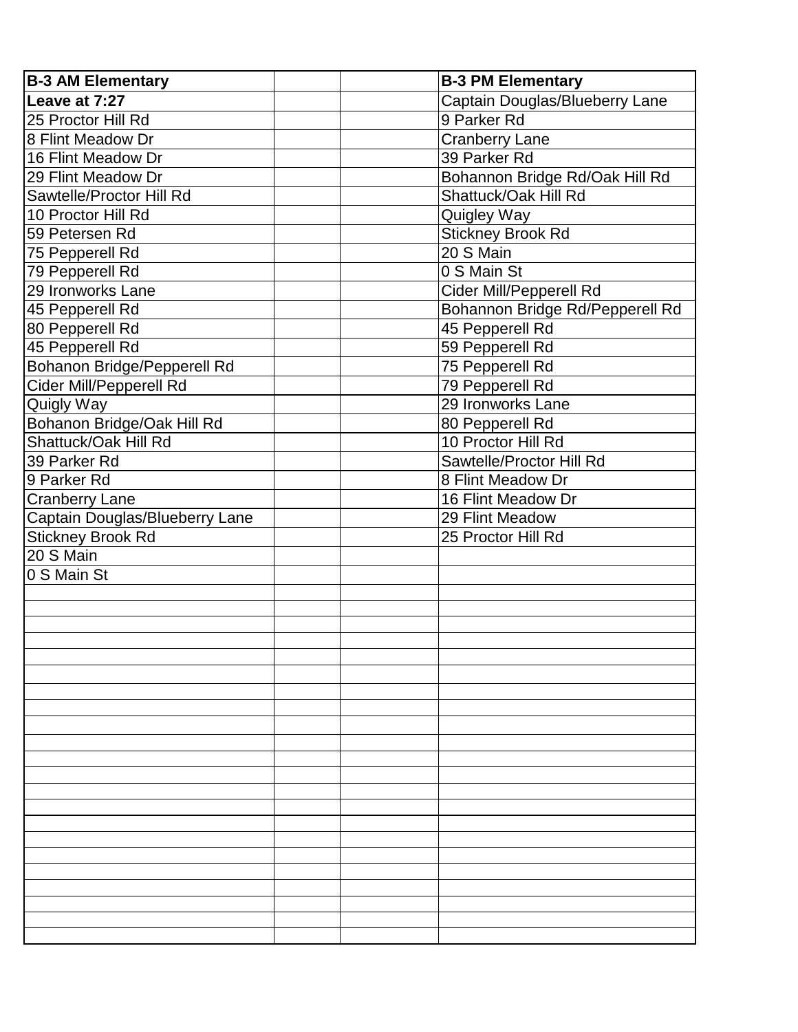| B-3 AM Elementary | | | B-3 PM Elementary |
|---|---|---|---|
| **Leave at 7:27** | | | Captain Douglas/Blueberry Lane |
| 25 Proctor Hill Rd | | | 9 Parker Rd |
| 8 Flint Meadow Dr | | | Cranberry Lane |
| 16 Flint Meadow Dr | | | 39 Parker Rd |
| 29 Flint Meadow Dr | | | Bohannon Bridge Rd/Oak Hill Rd |
| Sawtelle/Proctor Hill Rd | | | Shattuck/Oak Hill Rd |
| 10 Proctor Hill Rd | | | Quigley Way |
| 59 Petersen Rd | | | Stickney Brook Rd |
| 75 Pepperell Rd | | | 20 S Main |
| 79 Pepperell Rd | | | 0 S Main St |
| 29 Ironworks Lane | | | Cider Mill/Pepperell Rd |
| 45 Pepperell Rd | | | Bohannon Bridge Rd/Pepperell Rd |
| 80 Pepperell Rd | | | 45 Pepperell Rd |
| 45 Pepperell Rd | | | 59 Pepperell Rd |
| Bohanon Bridge/Pepperell Rd | | | 75 Pepperell Rd |
| Cider Mill/Pepperell Rd | | | 79 Pepperell Rd |
| Quigly Way | | | 29 Ironworks Lane |
| Bohanon Bridge/Oak Hill Rd | | | 80 Pepperell Rd |
| Shattuck/Oak Hill Rd | | | 10 Proctor Hill Rd |
| 39 Parker Rd | | | Sawtelle/Proctor Hill Rd |
| 9 Parker Rd | | | 8 Flint Meadow Dr |
| Cranberry Lane | | | 16 Flint Meadow Dr |
| Captain Douglas/Blueberry Lane | | | 29 Flint Meadow |
| Stickney Brook Rd | | | 25 Proctor Hill Rd |
| 20 S Main | | | |
| 0 S Main St | | | |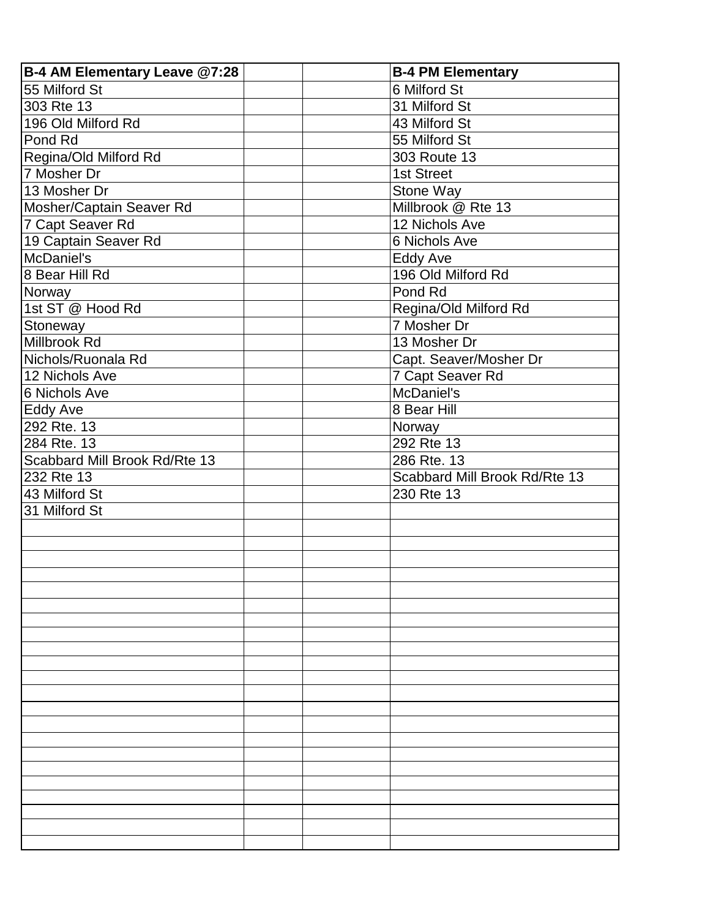| B-4 AM Elementary Leave @7:28 | | | B-4 PM Elementary |
|---|---|---|---|
| 55 Milford St | | | 6 Milford St |
| 303 Rte 13 | | | 31 Milford St |
| 196 Old Milford Rd | | | 43 Milford St |
| Pond Rd | | | 55 Milford St |
| Regina/Old Milford Rd | | | 303 Route 13 |
| 7 Mosher Dr | | | 1st Street |
| 13 Mosher Dr | | | Stone Way |
| Mosher/Captain Seaver Rd | | | Millbrook @ Rte 13 |
| 7 Capt Seaver Rd | | | 12 Nichols Ave |
| 19 Captain Seaver Rd | | | 6 Nichols Ave |
| McDaniel's | | | Eddy Ave |
| 8 Bear Hill Rd | | | 196 Old Milford Rd |
| Norway | | | Pond Rd |
| 1st ST @ Hood Rd | | | Regina/Old Milford Rd |
| Stoneway | | | 7 Mosher Dr |
| Millbrook Rd | | | 13 Mosher Dr |
| Nichols/Ruonala Rd | | | Capt. Seaver/Mosher Dr |
| 12 Nichols Ave | | | 7 Capt Seaver Rd |
| 6 Nichols Ave | | | McDaniel's |
| Eddy Ave | | | 8 Bear Hill |
| 292 Rte. 13 | | | Norway |
| 284 Rte. 13 | | | 292 Rte 13 |
| Scabbard Mill Brook Rd/Rte 13 | | | 286 Rte. 13 |
| 232 Rte 13 | | | Scabbard Mill Brook Rd/Rte 13 |
| 43 Milford St | | | 230 Rte 13 |
| 31 Milford St | | | |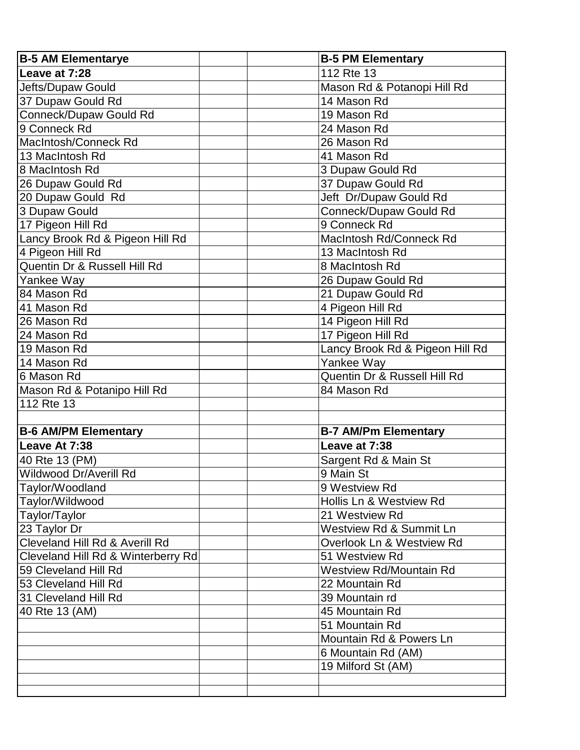| B-5 AM Elementarye | | | B-5 PM Elementary |
|---|---|---|---|
| **Leave at 7:28** | | | 112 Rte 13 |
| Jefts/Dupaw Gould | | | Mason Rd & Potanopi Hill Rd |
| 37 Dupaw Gould Rd | | | 14 Mason Rd |
| Conneck/Dupaw Gould Rd | | | 19 Mason Rd |
| 9 Conneck Rd | | | 24 Mason Rd |
| MacIntosh/Conneck Rd | | | 26 Mason Rd |
| 13 MacIntosh Rd | | | 41 Mason Rd |
| 8 MacIntosh Rd | | | 3 Dupaw Gould Rd |
| 26 Dupaw Gould Rd | | | 37 Dupaw Gould Rd |
| 20 Dupaw Gould Rd | | | Jeft Dr/Dupaw Gould Rd |
| 3 Dupaw Gould | | | Conneck/Dupaw Gould Rd |
| 17 Pigeon Hill Rd | | | 9 Conneck Rd |
| Lancy Brook Rd & Pigeon Hill Rd | | | MacIntosh Rd/Conneck Rd |
| 4 Pigeon Hill Rd | | | 13 MacIntosh Rd |
| Quentin Dr & Russell Hill Rd | | | 8 MacIntosh Rd |
| Yankee Way | | | 26 Dupaw Gould Rd |
| 84 Mason Rd | | | 21 Dupaw Gould Rd |
| 41 Mason Rd | | | 4 Pigeon Hill Rd |
| 26 Mason Rd | | | 14 Pigeon Hill Rd |
| 24 Mason Rd | | | 17 Pigeon Hill Rd |
| 19 Mason Rd | | | Lancy Brook Rd & Pigeon Hill Rd |
| 14 Mason Rd | | | Yankee Way |
| 6 Mason Rd | | | Quentin Dr & Russell Hill Rd |
| Mason Rd & Potanipo Hill Rd | | | 84 Mason Rd |
| 112 Rte 13 | | | |
| | | | |
| **B-6 AM/PM Elementary** | | | **B-7 AM/Pm Elementary** |
| **Leave At 7:38** | | | **Leave at 7:38** |
| 40 Rte 13 (PM) | | | Sargent Rd & Main St |
| Wildwood Dr/Averill Rd | | | 9 Main St |
| Taylor/Woodland | | | 9 Westview Rd |
| Taylor/Wildwood | | | Hollis Ln & Westview Rd |
| Taylor/Taylor | | | 21 Westview Rd |
| 23 Taylor Dr | | | Westview Rd & Summit Ln |
| Cleveland Hill Rd & Averill Rd | | | Overlook Ln & Westview Rd |
| Cleveland Hill Rd & Winterberry Rd | | | 51 Westview Rd |
| 59 Cleveland Hill Rd | | | Westview Rd/Mountain Rd |
| 53 Cleveland Hill Rd | | | 22 Mountain Rd |
| 31 Cleveland Hill Rd | | | 39 Mountain rd |
| 40 Rte 13 (AM) | | | 45 Mountain Rd |
| | | | 51 Mountain Rd |
| | | | Mountain Rd & Powers Ln |
| | | | 6 Mountain Rd (AM) |
| | | | 19 Milford St (AM) |
| | | | |
| | | | |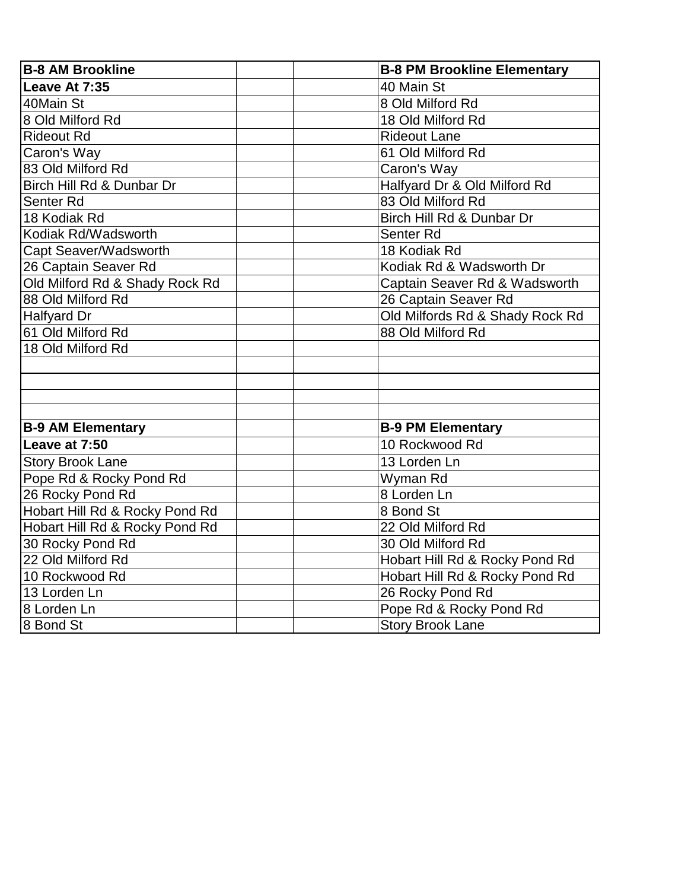| | | | |
|---|---|---|---|
| **B-8 AM Brookline** | | | **B-8 PM Brookline Elementary** |
| **Leave At 7:35** | | | 40 Main St |
| 40Main St | | | 8 Old Milford Rd |
| 8 Old Milford Rd | | | 18 Old Milford Rd |
| Rideout Rd | | | Rideout Lane |
| Caron's Way | | | 61 Old Milford Rd |
| 83 Old Milford Rd | | | Caron's Way |
| Birch Hill Rd & Dunbar Dr | | | Halfyard Dr & Old Milford Rd |
| Senter Rd | | | 83 Old Milford Rd |
| 18 Kodiak Rd | | | Birch Hill Rd & Dunbar Dr |
| Kodiak Rd/Wadsworth | | | Senter Rd |
| Capt Seaver/Wadsworth | | | 18 Kodiak Rd |
| 26 Captain Seaver Rd | | | Kodiak Rd & Wadsworth Dr |
| Old Milford Rd & Shady Rock Rd | | | Captain Seaver Rd & Wadsworth |
| 88 Old Milford Rd | | | 26 Captain Seaver Rd |
| Halfyard Dr | | | Old Milfords Rd & Shady Rock Rd |
| 61 Old Milford Rd | | | 88 Old Milford Rd |
| 18 Old Milford Rd | | | |
| | | | |
| | | | |
| | | | |
| | | | |
| **B-9 AM Elementary** | | | **B-9 PM Elementary** |
| **Leave at 7:50** | | | 10 Rockwood Rd |
| Story Brook Lane | | | 13 Lorden Ln |
| Pope Rd & Rocky Pond Rd | | | Wyman Rd |
| 26 Rocky Pond Rd | | | 8 Lorden Ln |
| Hobart Hill Rd & Rocky Pond Rd | | | 8 Bond St |
| Hobart Hill Rd & Rocky Pond Rd | | | 22 Old Milford Rd |
| 30 Rocky Pond Rd | | | 30 Old Milford Rd |
| 22 Old Milford Rd | | | Hobart Hill Rd & Rocky Pond Rd |
| 10 Rockwood Rd | | | Hobart Hill Rd & Rocky Pond Rd |
| 13 Lorden Ln | | | 26 Rocky Pond Rd |
| 8 Lorden Ln | | | Pope Rd & Rocky Pond Rd |
| 8 Bond St | | | Story Brook Lane |